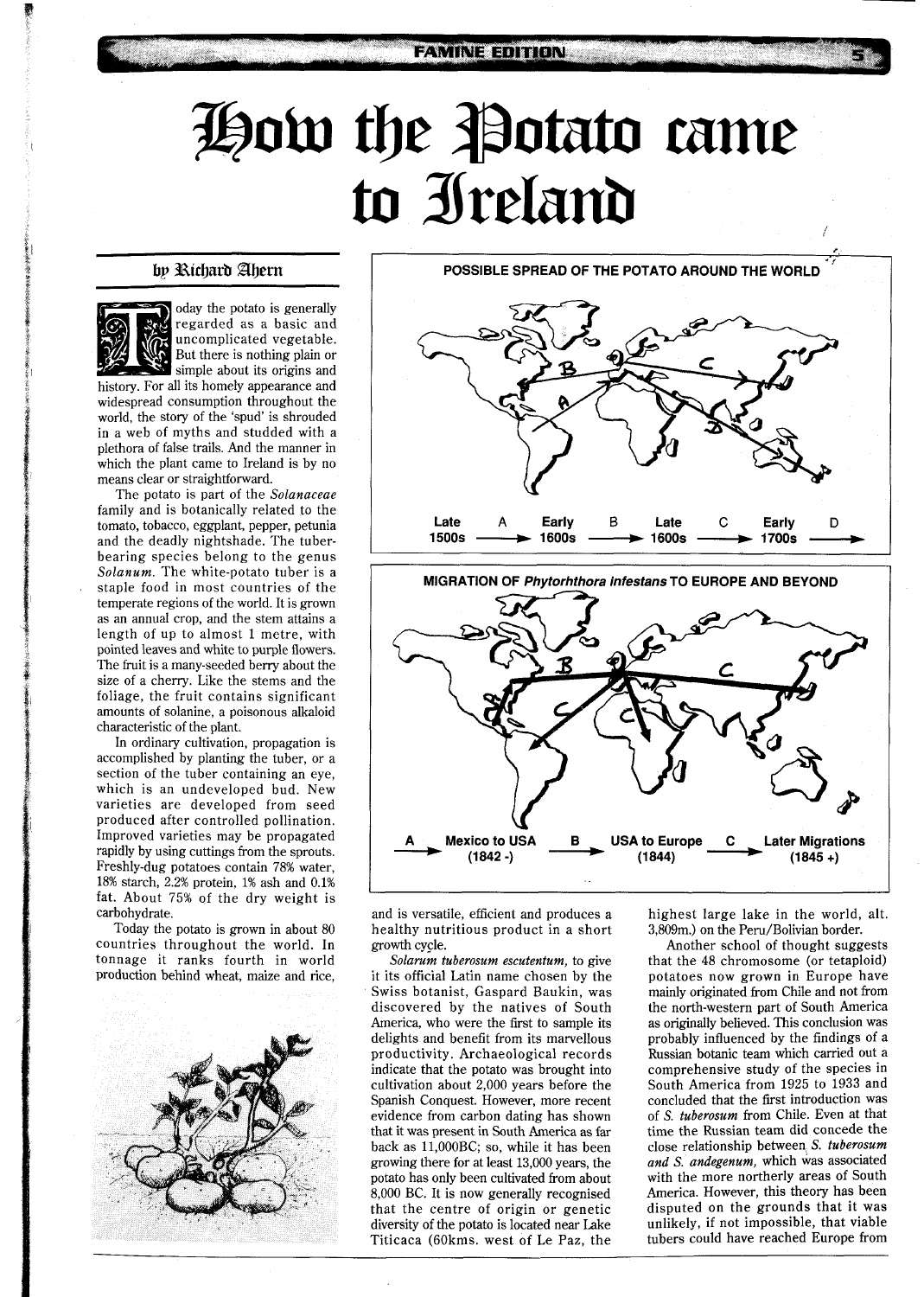# How the Potato came to Ireland

by Richard Ahern

Today the potato is generally regarded as a basic and uncomplicated vegetable. But there is nothing plain or simple about its origins and history. For all its homely appearance and widespread consumption throughout the world, the story of the 'spud' is shrouded in a web of myths and studded with a plethora of false trails. And the manner in which the plant came to Ireland is by no means clear or straightforward.

The potato is part of the *Solanaceae* family and is botanically related to the tomato, tobacco, eggplant, pepper, petunia and the deadly nightshade. The tuber-bearing species belong to the genus *Solanum*. The white-potato tuber is a staple food in most countries of the temperate regions of the world. It is grown as an annual crop, and the stem attains a length of up to almost 1 metre, with pointed leaves and white to purple flowers. The fruit is a many-seeded berry about the size of a cherry. Like the stems and the foliage, the fruit contains significant amounts of solanine, a poisonous alkaloid characteristic of the plant.

In ordinary cultivation, propagation is accomplished by planting the tuber, or a section of the tuber containing an eye, which is an undeveloped bud. New varieties are developed from seed produced after controlled pollination. Improved varieties may be propagated rapidly by using cuttings from the sprouts. Freshly-dug potatoes contain 78% water, 18% starch, 2.2% protein, 1% ash and 0.1% fat. About 75% of the dry weight is carbohydrate.

Today the potato is grown in about 80 countries throughout the world. In tonnage it ranks fourth in world production behind wheat, maize and rice,

**POSSIBLE SPREAD OF THE POTATO AROUND THE WORLD**

Late 1500s —A→ Early 1600s —B→ Late 1600s —C→ Early 1700s —D→

**MIGRATION OF *Phytorhthora infestans* TO EUROPE AND BEYOND**

A: Mexico to USA (1842 -) — B: USA to Europe (1844) — C: Later Migrations (1845 +)

and is versatile, efficient and produces a healthy nutritious product in a short growth cycle.

*Solarum tuberosum escutentum,* to give it its official Latin name chosen by the Swiss botanist, Gaspard Baukin, was discovered by the natives of South America, who were the first to sample its delights and benefit from its marvellous productivity. Archaeological records indicate that the potato was brought into cultivation about 2,000 years before the Spanish Conquest. However, more recent evidence from carbon dating has shown that it was present in South America as far back as 11,000BC; so, while it has been growing there for at least 13,000 years, the potato has only been cultivated from about 8,000 BC. It is now generally recognised that the centre of origin or genetic diversity of the potato is located near Lake Titicaca (60kms. west of Le Paz, the highest large lake in the world, alt. 3,809m.) on the Peru/Bolivian border.

Another school of thought suggests that the 48 chromosome (or tetaploid) potatoes now grown in Europe have mainly originated from Chile and not from the north-western part of South America as originally believed. This conclusion was probably influenced by the findings of a Russian botanic team which carried out a comprehensive study of the species in South America from 1925 to 1933 and concluded that the first introduction was of *S. tuberosum* from Chile. Even at that time the Russian team did concede the close relationship between *S. tuberosum and S. andegenum,* which was associated with the more northerly areas of South America. However, this theory has been disputed on the grounds that it was unlikely, if not impossible, that viable tubers could have reached Europe from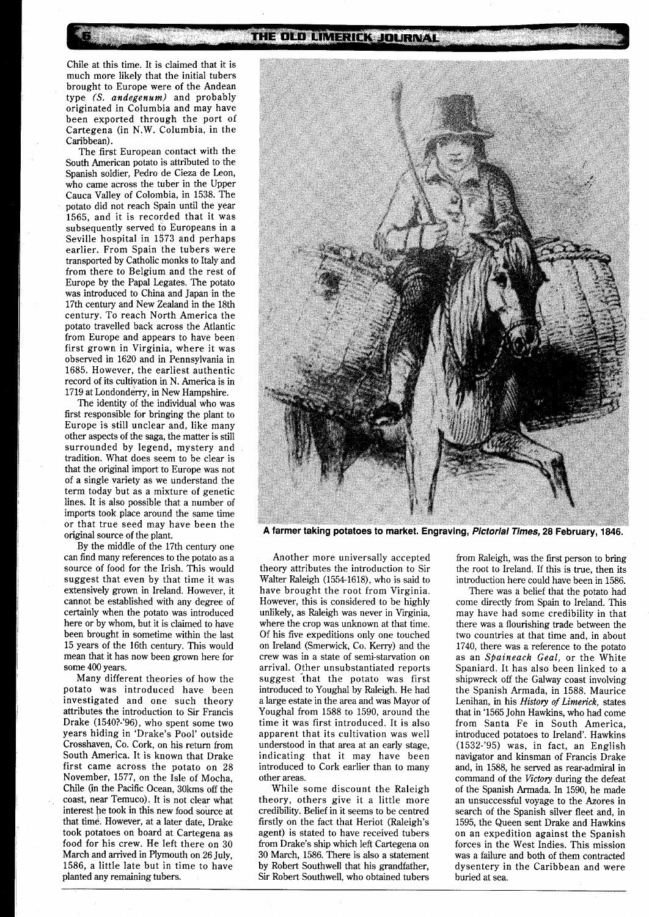Chile at this time. It is claimed that it is much more likely that the initial tubers brought to Europe were of the Andean type *(S. andegenum)* and probably originated in Columbia and may have been exported through the port of Cartegena (in N.W. Columbia, in the Caribbean).

The first European contact with the South American potato is attributed to the Spanish soldier, Pedro de Cieza de Leon, who came across the tuber in the Upper Cauca Valley of Colombia, in 1538. The potato did not reach Spain until the year 1565, and it is recorded that it was subsequently served to Europeans in a Seville hospital in 1573 and perhaps earlier. From Spain the tubers were transported by Catholic monks to Italy and from there to Belgium and the rest of Europe by the Papal Legates. The potato was introduced to China and Japan in the 17th century and New Zealand in the 18th century. To reach North America the potato travelled back across the Atlantic from Europe and appears to have been first grown in Virginia, where it was observed in 1620 and in Pennsylvania in 1685. However, the earliest authentic record of its cultivation in N. America is in 1719 at Londonderry, in New Hampshire.

The identity of the individual who was first responsible for bringing the plant to Europe is still unclear and, like many other aspects of the saga, the matter is still surrounded by legend, mystery and tradition. What does seem to be clear is that the original import to Europe was not of a single variety as we understand the term today but as a mixture of genetic lines. It is also possible that a number of imports took place around the same time or that true seed may have been the original source of the plant.

By the middle of the 17th century one can find many references to the potato as a source of food for the Irish. This would suggest that even by that time it was extensively grown in Ireland. However, it cannot be established with any degree of certainly when the potato was introduced here or by whom, but it is claimed to have been brought in sometime within the last 15 years of the 16th century. This would mean that it has now been grown here for some 400 years.

Many different theories of how the potato was introduced have been investigated and one such theory attributes the introduction to Sir Francis Drake (1540?-'96), who spent some two years hiding in 'Drake's Pool' outside Crosshaven, Co. Cork, on his return from South America. It is known that Drake first came across the potato on 28 November, 1577, on the Isle of Mocha, Chile (in the Pacific Ocean, 30kms off the coast, near Temuco). It is not clear what interest he took in this new food source at that time. However, at a later date, Drake took potatoes on board at Cartegena as food for his crew. He left there on 30 March and arrived in Plymouth on 26 July, 1586, a little late but in time to have planted any remaining tubers.

**A farmer taking potatoes to market. Engraving, *Pictorial Times*, 28 February, 1846.**

Another more universally accepted theory attributes the introduction to Sir Walter Raleigh (1554-1618), who is said to have brought the root from Virginia. However, this is considered to be highly unlikely, as Raleigh was never in Virginia, where the crop was unknown at that time. Of his five expeditions only one touched on Ireland (Smerwick, Co. Kerry) and the crew was in a state of semi-starvation on arrival. Other unsubstantiated reports suggest that the potato was first introduced to Youghal by Raleigh. He had a large estate in the area and was Mayor of Youghal from 1588 to 1590, around the time it was first introduced. It is also apparent that its cultivation was well understood in that area at an early stage, indicating that it may have been introduced to Cork earlier than to many other areas.

While some discount the Raleigh theory, others give it a little more credibility. Belief in it seems to be centred firstly on the fact that Heriot (Raleigh's agent) is stated to have received tubers from Drake's ship which left Cartegena on 30 March, 1586. There is also a statement by Robert Southwell that his grandfather, Sir Robert Southwell, who obtained tubers from Raleigh, was the first person to bring the root to Ireland. If this is true, then its introduction here could have been in 1586.

There was a belief that the potato had come directly from Spain to Ireland. This may have had some credibility in that there was a flourishing trade between the two countries at that time and, in about 1740, there was a reference to the potato as an *Spaineach Geal*, or the White Spaniard. It has also been linked to a shipwreck off the Galway coast involving the Spanish Armada, in 1588. Maurice Lenihan, in his *History of Limerick*, states that in '1565 John Hawkins, who had come from Santa Fe in South America, introduced potatoes to Ireland'. Hawkins (1532-'95) was, in fact, an English navigator and kinsman of Francis Drake and, in 1588, he served as rear-admiral in command of the *Victory* during the defeat of the Spanish Armada. In 1590, he made an unsuccessful voyage to the Azores in search of the Spanish silver fleet and, in 1595, the Queen sent Drake and Hawkins on an expedition against the Spanish forces in the West Indies. This mission was a failure and both of them contracted dysentery in the Caribbean and were buried at sea.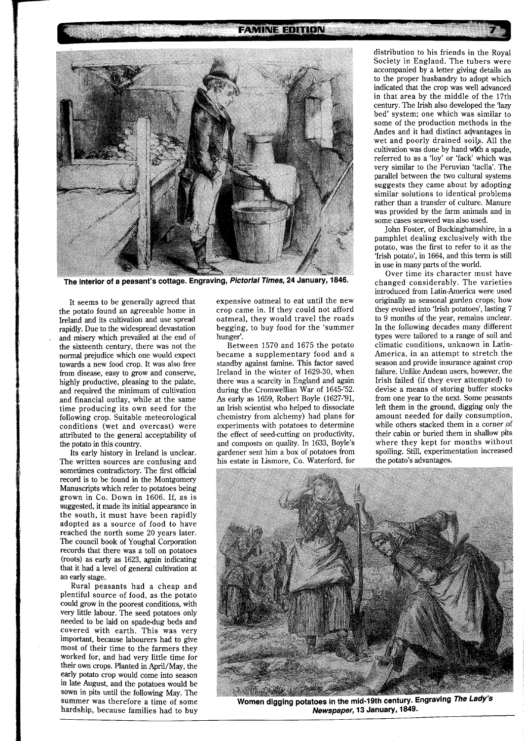The interior of a peasant's cottage. Engraving, *Pictorial Times*, 24 January, 1846.

It seems to be generally agreed that the potato found an agreeable home in Ireland and its cultivation and use spread rapidly. Due to the widespread devastation and misery which prevailed at the end of the sixteenth century, there was not the normal prejudice which one would expect towards a new food crop. It was also free from disease, easy to grow and conserve, highly productive, pleasing to the palate, and required the minimum of cultivation and financial outlay, while at the same time producing its own seed for the following crop. Suitable meteorological conditions (wet and overcast) were attributed to the general acceptability of the potato in this country.

Its early history in Ireland is unclear. The written sources are confusing and sometimes contradictory. The first official record is to be found in the Montgomery Manuscripts which refer to potatoes being grown in Co. Down in 1606. If, as is suggested, it made its initial appearance in the south, it must have been rapidly adopted as a source of food to have reached the north some 20 years later. The council book of Youghal Corporation records that there was a toll on potatoes (roots) as early as 1623, again indicating that it had a level of general cultivation at an early stage.

Rural peasants had a cheap and plentiful source of food, as the potato could grow in the poorest conditions, with very little labour. The seed potatoes only needed to be laid on spade-dug beds and covered with earth. This was very important, because labourers had to give most of their time to the farmers they worked for, and had very little time for their own crops. Planted in April/May, the early potato crop would come into season in late August, and the potatoes would be sown in pits until the following May. The summer was therefore a time of some hardship, because families had to buy expensive oatmeal to eat until the new crop came in. If they could not afford oatmeal, they would travel the roads begging, to buy food for the 'summer hunger'.

Between 1570 and 1675 the potato became a supplementary food and a standby against famine. This factor saved Ireland in the winter of 1629-30, when there was a scarcity in England and again during the Cromwellian War of 1645-'52. As early as 1659, Robert Boyle (1627-'91, an Irish scientist who helped to dissociate chemistry from alchemy) had plans for experiments with potatoes to determine the effect of seed-cutting on productivity, and composts on quality. In 1633, Boyle's gardener sent him a box of potatoes from his estate in Lismore, Co. Waterford, for distribution to his friends in the Royal Society in England. The tubers were accompanied by a letter giving details as to the proper husbandry to adopt which indicated that the crop was well advanced in that area by the middle of the 17th century. The Irish also developed the 'lazy bed' system; one which was similar to some of the production methods in the Andes and it had distinct advantages in wet and poorly drained soils. All the cultivation was done by hand with a spade, referred to as a 'loy' or 'fack' which was very similar to the Peruvian 'taclla'. The parallel between the two cultural systems suggests they came about by adopting similar solutions to identical problems rather than a transfer of culture. Manure was provided by the farm animals and in some cases seaweed was also used.

John Foster, of Buckinghamshire, in a pamphlet dealing exclusively with the potato, was the first to refer to it as the 'Irish potato', in 1664, and this term is still in use in many parts of the world.

Over time its character must have changed considerably. The varieties introduced from Latin-America were used originally as seasonal garden crops; how they evolved into 'Irish potatoes', lasting 7 to 9 months of the year, remains unclear. In the following decades many different types were tailored to a range of soil and climatic conditions, unknown in Latin-America, in an attempt to stretch the season and provide insurance against crop failure. Unlike Andean users, however, the Irish failed (if they ever attempted) to devise a means of storing buffer stocks from one year to the next. Some peasants left them in the ground, digging only the amount needed for daily consumption, while others stacked them in a corner of their cabin or buried them in shallow pits where they kept for months without spoiling. Still, experimentation increased the potato's advantages.

Women digging potatoes in the mid-19th century. Engraving *The Lady's Newspaper*, 13 January, 1849.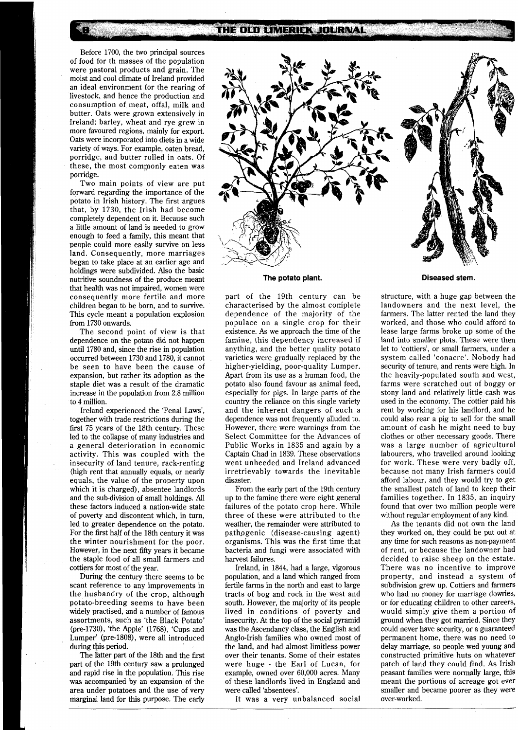Before 1700, the two principal sources of food for th masses of the population were pastoral products and grain. The moist and cool climate of Ireland provided an ideal environment for the rearing of livestock, and hence the production and consumption of meat, offal, milk and butter. Oats were grown extensively in Ireland; barley, wheat and rye grew in more favoured regions, mainly for export. Oats were incorporated into diets in a wide variety of ways. For example, oaten bread, porridge, and butter rolled in oats. Of these, the most commonly eaten was porridge.

Two main points of view are put forward regarding the importance of the potato in Irish history. The first argues that, by 1730, the Irish had become completely dependent on it. Because such a little amount of land is needed to grow enough to feed a family, this meant that people could more easily survive on less land. Consequently, more marriages began to take place at an earlier age and holdings were subdivided. Also the basic nutritive soundness of the produce meant that health was not impaired, women were consequently more fertile and more children began to be born, and to survive. This cycle meant a population explosion from 1730 onwards.

The second point of view is that dependence on the potato did not happen until 1780 and, since the rise in population occurred between 1730 and 1780, it cannot be seen to have been the cause of expansion, but rather its adoption as the staple diet was a result of the dramatic increase in the population from 2.8 million to 4 million.

Ireland experienced the 'Penal Laws', together with trade restrictions during the first 75 years of the 18th century. These led to the collapse of many industries and a general deterioration in economic activity. This was coupled with the insecurity of land tenure, rack-renting (high rent that annually equals, or nearly equals, the value of the property upon which it is charged), absentee landlords and the sub-division of small holdings. All these factors induced a nation-wide state of poverty and discontent which, in turn, led to greater dependence on the potato. For the first half of the 18th century it was the winter nourishment for the poor. However, in the next fifty years it became the staple food of all small farmers and cottiers for most of the year.

During the century there seems to be scant reference to any improvements in the husbandry of the crop, although potato-breeding seems to have been widely practised, and a number of famous assortments, such as 'the Black Potato' (pre-1730), 'the Apple' (1768), 'Cups and Lumper' (pre-1808), were all introduced during this period.

The latter part of the 18th and the first part of the 19th century saw a prolonged and rapid rise in the population. This rise was accompanied by an expansion of the area under potatoes and the use of very marginal land for this purpose. The early part of the 19th century can be characterised by the almost complete dependence of the majority of the populace on a single crop for their existence. As we approach the time of the famine, this dependency increased if anything, and the better quality potato varieties were gradually replaced by the higher-yielding, poor-quality Lumper. Apart from its use as a human food, the potato also found favour as animal feed, especially for pigs. In large parts of the country the reliance on this single variety and the inherent dangers of such a dependence was not frequently alluded to. However, there were warnings from the Select Committee for the Advances of Public Works in 1835 and again by a Captain Chad in 1839. These observations went unheeded and Ireland advanced irretrievably towards the inevitable disaster.

From the early part of the 19th century up to the famine there were eight general failures of the potato crop here. While three of these were attributed to the weather, the remainder were attributed to pathogenic (disease-causing agent) organisms. This was the first time that bacteria and fungi were associated with harvest failures.

Ireland, in 1844, had a large, vigorous population, and a land which ranged from fertile farms in the north and east to large tracts of bog and rock in the west and south. However, the majority of its people lived in conditions of poverty and insecurity. At the top of the social pyramid was the Ascendancy class, the English and Anglo-Irish families who owned most of the land, and had almost limitless power over their tenants. Some of their estates were huge - the Earl of Lucan, for example, owned over 60,000 acres. Many of these landlords lived in England and were called 'absentees'.

It was a very unbalanced social structure, with a huge gap between the landowners and the next level, the farmers. The latter rented the land they worked, and those who could afford to lease large farms broke up some of the land into smaller plots. These were then let to 'cottiers', or small farmers, under a system called 'conacre'. Nobody had security of tenure, and rents were high. In the heavily-populated south and west, farms were scratched out of boggy or stony land and relatively little cash was used in the economy. The cottier paid his rent by working for his landlord, and he could also rear a pig to sell for the small amount of cash he might need to buy clothes or other necessary goods. There was a large number of agricultural labourers, who travelled around looking for work. These were very badly off, because not many Irish farmers could afford labour, and they would try to get the smallest patch of land to keep their families together. In 1835, an inquiry found that over two million people were without regular employment of any kind.

As the tenants did not own the land they worked on, they could be put out at any time for such reasons as non-payment of rent, or because the landowner had decided to raise sheep on the estate. There was no incentive to improve property, and instead a system of subdivision grew up. Cottiers and farmers who had no money for marriage dowries, or for educating children to other careers, would simply give them a portion of ground when they got married. Since they could never have security, or a guaranteed permanent home, there was no need to delay marriage, so people wed young and constructed primitive huts on whatever patch of land they could find. As Irish peasant families were normally large, this meant the portions of acreage got ever smaller and became poorer as they were over-worked.

**The potato plant.**

**Diseased stem.**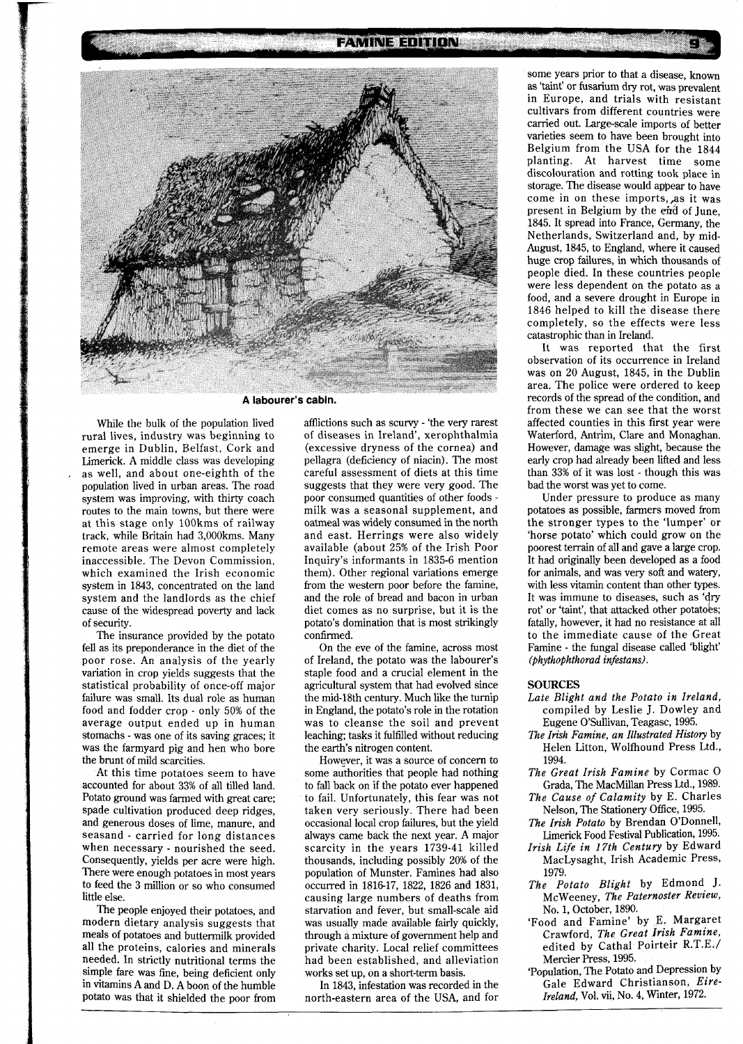A labourer's cabin.

While the bulk of the population lived rural lives, industry was beginning to emerge in Dublin, Belfast, Cork and Limerick. A middle class was developing as well, and about one-eighth of the population lived in urban areas. The road system was improving, with thirty coach routes to the main towns, but there were at this stage only 100kms of railway track, while Britain had 3,000kms. Many remote areas were almost completely inaccessible. The Devon Commission, which examined the Irish economic system in 1843, concentrated on the land system and the landlords as the chief cause of the widespread poverty and lack of security.

The insurance provided by the potato fell as its preponderance in the diet of the poor rose. An analysis of the yearly variation in crop yields suggests that the statistical probability of once-off major failure was small. Its dual role as human food and fodder crop - only 50% of the average output ended up in human stomachs - was one of its saving graces; it was the farmyard pig and hen who bore the brunt of mild scarcities.

At this time potatoes seem to have accounted for about 33% of all tilled land. Potato ground was farmed with great care; spade cultivation produced deep ridges, and generous doses of lime, manure, and seasand - carried for long distances when necessary - nourished the seed. Consequently, yields per acre were high. There were enough potatoes in most years to feed the 3 million or so who consumed little else.

The people enjoyed their potatoes, and modern dietary analysis suggests that meals of potatoes and buttermilk provided all the proteins, calories and minerals needed. In strictly nutritional terms the simple fare was fine, being deficient only in vitamins A and D. A boon of the humble potato was that it shielded the poor from afflictions such as scurvy - 'the very rarest of diseases in Ireland', xerophthalmia (excessive dryness of the cornea) and pellagra (deficiency of niacin). The most careful assessment of diets at this time suggests that they were very good. The poor consumed quantities of other foods - milk was a seasonal supplement, and oatmeal was widely consumed in the north and east. Herrings were also widely available (about 25% of the Irish Poor Inquiry's informants in 1835-6 mention them). Other regional variations emerge from the western poor before the famine, and the role of bread and bacon in urban diet comes as no surprise, but it is the potato's domination that is most strikingly confirmed.

On the eve of the famine, across most of Ireland, the potato was the labourer's staple food and a crucial element in the agricultural system that had evolved since the mid-18th century. Much like the turnip in England, the potato's role in the rotation was to cleanse the soil and prevent leaching; tasks it fulfilled without reducing the earth's nitrogen content.

However, it was a source of concern to some authorities that people had nothing to fall back on if the potato ever happened to fail. Unfortunately, this fear was not taken very seriously. There had been occasional local crop failures, but the yield always came back the next year. A major scarcity in the years 1739-41 killed thousands, including possibly 20% of the population of Munster. Famines had also occurred in 1816-17, 1822, 1826 and 1831, causing large numbers of deaths from starvation and fever, but small-scale aid was usually made available fairly quickly, through a mixture of government help and private charity. Local relief committees had been established, and alleviation works set up, on a short-term basis.

In 1843, infestation was recorded in the north-eastern area of the USA, and for some years prior to that a disease, known as 'taint' or fusarium dry rot, was prevalent in Europe, and trials with resistant cultivars from different countries were carried out. Large-scale imports of better varieties seem to have been brought into Belgium from the USA for the 1844 planting. At harvest time some discolouration and rotting took place in storage. The disease would appear to have come in on these imports, as it was present in Belgium by the end of June, 1845. It spread into France, Germany, the Netherlands, Switzerland and, by mid-August, 1845, to England, where it caused huge crop failures, in which thousands of people died. In these countries people were less dependent on the potato as a food, and a severe drought in Europe in 1846 helped to kill the disease there completely, so the effects were less catastrophic than in Ireland.

It was reported that the first observation of its occurrence in Ireland was on 20 August, 1845, in the Dublin area. The police were ordered to keep records of the spread of the condition, and from these we can see that the worst affected counties in this first year were Waterford, Antrim, Clare and Monaghan. However, damage was slight, because the early crop had already been lifted and less than 33% of it was lost - though this was bad the worst was yet to come.

Under pressure to produce as many potatoes as possible, farmers moved from the stronger types to the 'lumper' or 'horse potato' which could grow on the poorest terrain of all and gave a large crop. It had originally been developed as a food for animals, and was very soft and watery, with less vitamin content than other types. It was immune to diseases, such as 'dry rot' or 'taint', that attacked other potatoes; fatally, however, it had no resistance at all to the immediate cause of the Great Famine - the fungal disease called 'blight' *(phythophthorad infestans)*.

## SOURCES

- *Late Blight and the Potato in Ireland,* compiled by Leslie J. Dowley and Eugene O'Sullivan, Teagasc, 1995.
- *The Irish Famine, an Illustrated History* by Helen Litton, Wolfhound Press Ltd., 1994.
- *The Great Irish Famine* by Cormac O Grada, The MacMillan Press Ltd., 1989.
- *The Cause of Calamity* by E. Charles Nelson, The Stationery Office, 1995.
- *The Irish Potato* by Brendan O'Donnell, Limerick Food Festival Publication, 1995.
- *Irish Life in 17th Century* by Edward MacLysaght, Irish Academic Press, 1979.
- *The Potato Blight* by Edmond J. McWeeney, *The Paternoster Review,* No. 1, October, 1890.
- 'Food and Famine' by E. Margaret Crawford, *The Great Irish Famine,* edited by Cathal Poirteir R.T.E./ Mercier Press, 1995.
- 'Population, The Potato and Depression by Gale Edward Christianson, *Eire-Ireland,* Vol. vii, No. 4, Winter, 1972.